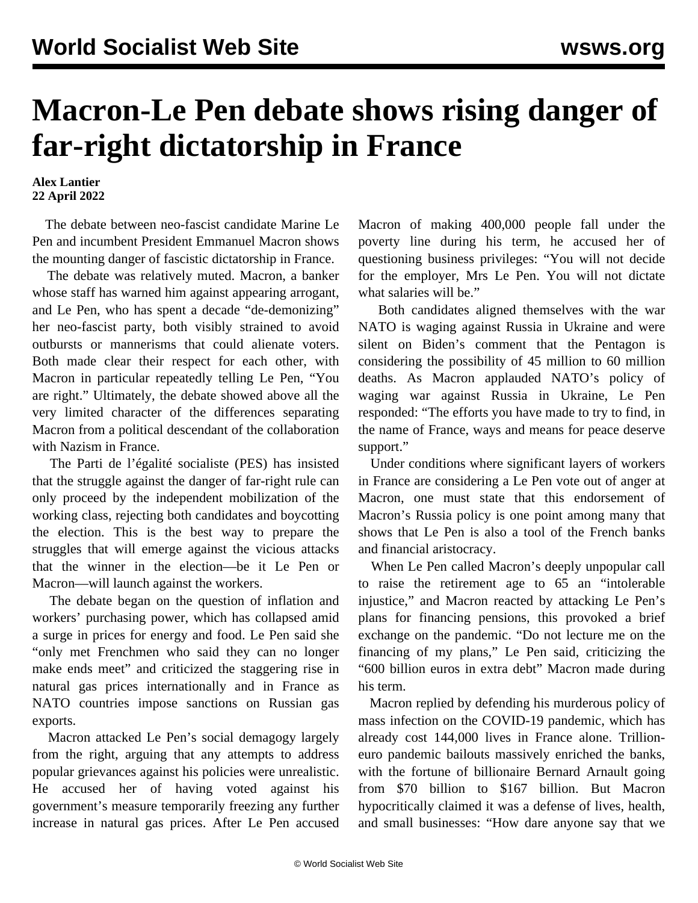# Macron-Le Pen debate shows rising danger of far-right dictatorship in France

**Alex Lantier**
**22 April 2022**

The debate between neo-fascist candidate Marine Le Pen and incumbent President Emmanuel Macron shows the mounting danger of fascistic dictatorship in France.

The debate was relatively muted. Macron, a banker whose staff has warned him against appearing arrogant, and Le Pen, who has spent a decade "de-demonizing" her neo-fascist party, both visibly strained to avoid outbursts or mannerisms that could alienate voters. Both made clear their respect for each other, with Macron in particular repeatedly telling Le Pen, "You are right." Ultimately, the debate showed above all the very limited character of the differences separating Macron from a political descendant of the collaboration with Nazism in France.

The Parti de l'égalité socialiste (PES) has insisted that the struggle against the danger of far-right rule can only proceed by the independent mobilization of the working class, rejecting both candidates and boycotting the election. This is the best way to prepare the struggles that will emerge against the vicious attacks that the winner in the election—be it Le Pen or Macron—will launch against the workers.

The debate began on the question of inflation and workers' purchasing power, which has collapsed amid a surge in prices for energy and food. Le Pen said she "only met Frenchmen who said they can no longer make ends meet" and criticized the staggering rise in natural gas prices internationally and in France as NATO countries impose sanctions on Russian gas exports.

Macron attacked Le Pen's social demagogy largely from the right, arguing that any attempts to address popular grievances against his policies were unrealistic. He accused her of having voted against his government's measure temporarily freezing any further increase in natural gas prices. After Le Pen accused Macron of making 400,000 people fall under the poverty line during his term, he accused her of questioning business privileges: "You will not decide for the employer, Mrs Le Pen. You will not dictate what salaries will be."

Both candidates aligned themselves with the war NATO is waging against Russia in Ukraine and were silent on Biden's comment that the Pentagon is considering the possibility of 45 million to 60 million deaths. As Macron applauded NATO's policy of waging war against Russia in Ukraine, Le Pen responded: "The efforts you have made to try to find, in the name of France, ways and means for peace deserve support."

Under conditions where significant layers of workers in France are considering a Le Pen vote out of anger at Macron, one must state that this endorsement of Macron's Russia policy is one point among many that shows that Le Pen is also a tool of the French banks and financial aristocracy.

When Le Pen called Macron's deeply unpopular call to raise the retirement age to 65 an "intolerable injustice," and Macron reacted by attacking Le Pen's plans for financing pensions, this provoked a brief exchange on the pandemic. "Do not lecture me on the financing of my plans," Le Pen said, criticizing the "600 billion euros in extra debt" Macron made during his term.

Macron replied by defending his murderous policy of mass infection on the COVID-19 pandemic, which has already cost 144,000 lives in France alone. Trillion-euro pandemic bailouts massively enriched the banks, with the fortune of billionaire Bernard Arnault going from $70 billion to $167 billion. But Macron hypocritically claimed it was a defense of lives, health, and small businesses: "How dare anyone say that we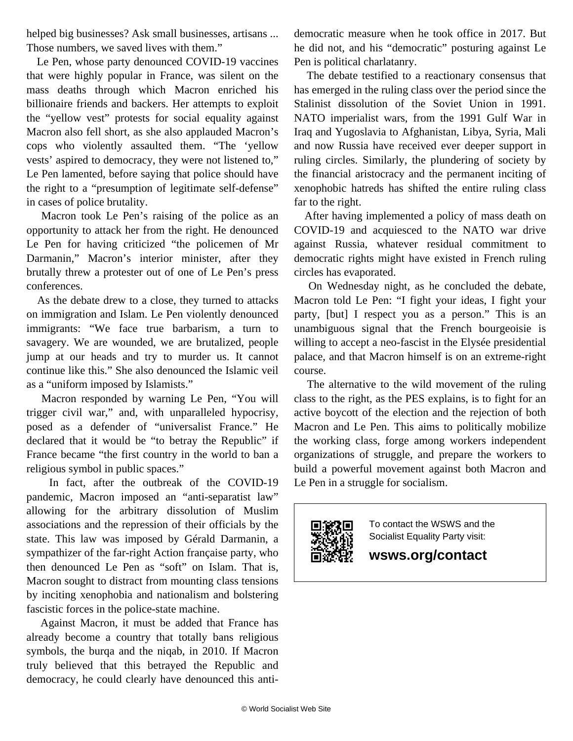helped big businesses? Ask small businesses, artisans ... Those numbers, we saved lives with them."

Le Pen, whose party denounced COVID-19 vaccines that were highly popular in France, was silent on the mass deaths through which Macron enriched his billionaire friends and backers. Her attempts to exploit the "yellow vest" protests for social equality against Macron also fell short, as she also applauded Macron's cops who violently assaulted them. "The 'yellow vests' aspired to democracy, they were not listened to," Le Pen lamented, before saying that police should have the right to a "presumption of legitimate self-defense" in cases of police brutality.

Macron took Le Pen's raising of the police as an opportunity to attack her from the right. He denounced Le Pen for having criticized "the policemen of Mr Darmanin," Macron's interior minister, after they brutally threw a protester out of one of Le Pen's press conferences.

As the debate drew to a close, they turned to attacks on immigration and Islam. Le Pen violently denounced immigrants: "We face true barbarism, a turn to savagery. We are wounded, we are brutalized, people jump at our heads and try to murder us. It cannot continue like this." She also denounced the Islamic veil as a "uniform imposed by Islamists."

Macron responded by warning Le Pen, "You will trigger civil war," and, with unparalleled hypocrisy, posed as a defender of "universalist France." He declared that it would be "to betray the Republic" if France became "the first country in the world to ban a religious symbol in public spaces."

In fact, after the outbreak of the COVID-19 pandemic, Macron imposed an "anti-separatist law" allowing for the arbitrary dissolution of Muslim associations and the repression of their officials by the state. This law was imposed by Gérald Darmanin, a sympathizer of the far-right Action française party, who then denounced Le Pen as "soft" on Islam. That is, Macron sought to distract from mounting class tensions by inciting xenophobia and nationalism and bolstering fascistic forces in the police-state machine.

Against Macron, it must be added that France has already become a country that totally bans religious symbols, the burqa and the niqab, in 2010. If Macron truly believed that this betrayed the Republic and democracy, he could clearly have denounced this anti-democratic measure when he took office in 2017. But he did not, and his "democratic" posturing against Le Pen is political charlatanry.

The debate testified to a reactionary consensus that has emerged in the ruling class over the period since the Stalinist dissolution of the Soviet Union in 1991. NATO imperialist wars, from the 1991 Gulf War in Iraq and Yugoslavia to Afghanistan, Libya, Syria, Mali and now Russia have received ever deeper support in ruling circles. Similarly, the plundering of society by the financial aristocracy and the permanent inciting of xenophobic hatreds has shifted the entire ruling class far to the right.

After having implemented a policy of mass death on COVID-19 and acquiesced to the NATO war drive against Russia, whatever residual commitment to democratic rights might have existed in French ruling circles has evaporated.

On Wednesday night, as he concluded the debate, Macron told Le Pen: "I fight your ideas, I fight your party, [but] I respect you as a person." This is an unambiguous signal that the French bourgeoisie is willing to accept a neo-fascist in the Elysée presidential palace, and that Macron himself is on an extreme-right course.

The alternative to the wild movement of the ruling class to the right, as the PES explains, is to fight for an active boycott of the election and the rejection of both Macron and Le Pen. This aims to politically mobilize the working class, forge among workers independent organizations of struggle, and prepare the workers to build a powerful movement against both Macron and Le Pen in a struggle for socialism.

To contact the WSWS and the Socialist Equality Party visit:

**wsws.org/contact**